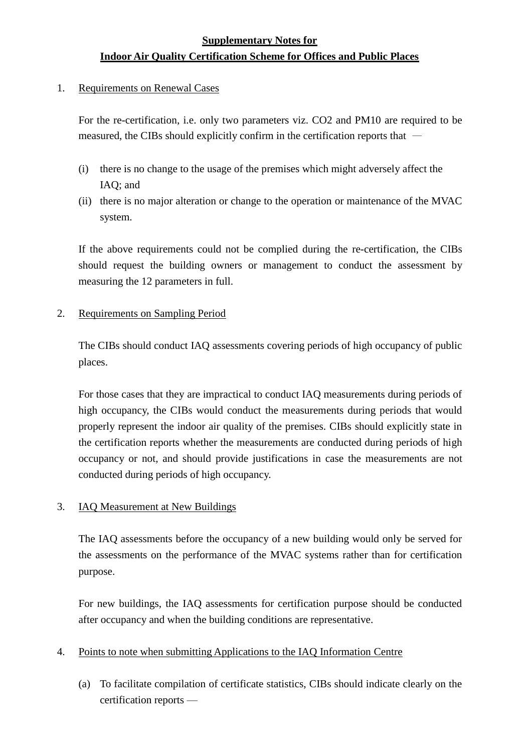**Supplementary Notes for**
**Indoor Air Quality Certification Scheme for Offices and Public Places**

1. Requirements on Renewal Cases

   For the re-certification, i.e. only two parameters viz. $CO_2$ and PM10 are required to be measured, the CIBs should explicitly confirm in the certification reports that —

   (i) there is no change to the usage of the premises which might adversely affect the IAQ; and
   (ii) there is no major alteration or change to the operation or maintenance of the MVAC system.

   If the above requirements could not be complied during the re-certification, the CIBs should request the building owners or management to conduct the assessment by measuring the 12 parameters in full.

2. Requirements on Sampling Period

   The CIBs should conduct IAQ assessments covering periods of high occupancy of public places.

   For those cases that they are impractical to conduct IAQ measurements during periods of high occupancy, the CIBs would conduct the measurements during periods that would properly represent the indoor air quality of the premises. CIBs should explicitly state in the certification reports whether the measurements are conducted during periods of high occupancy or not, and should provide justifications in case the measurements are not conducted during periods of high occupancy.

3. IAQ Measurement at New Buildings

   The IAQ assessments before the occupancy of a new building would only be served for the assessments on the performance of the MVAC systems rather than for certification purpose.

   For new buildings, the IAQ assessments for certification purpose should be conducted after occupancy and when the building conditions are representative.

4. Points to note when submitting Applications to the IAQ Information Centre

   (a) To facilitate compilation of certificate statistics, CIBs should indicate clearly on the certification reports —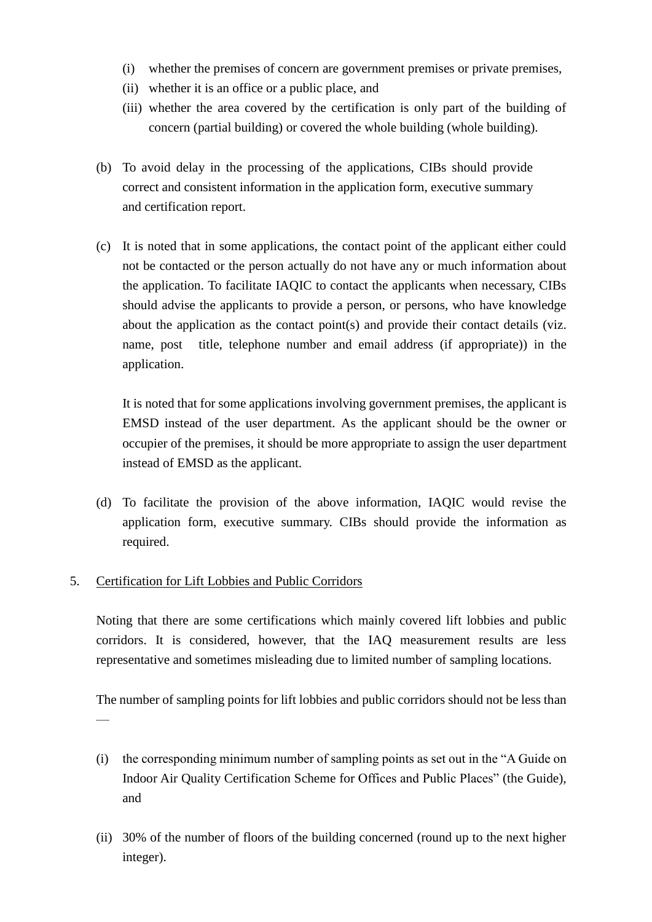(i) whether the premises of concern are government premises or private premises,
(ii) whether it is an office or a public place, and
(iii) whether the area covered by the certification is only part of the building of concern (partial building) or covered the whole building (whole building).

(b) To avoid delay in the processing of the applications, CIBs should provide correct and consistent information in the application form, executive summary and certification report.

(c) It is noted that in some applications, the contact point of the applicant either could not be contacted or the person actually do not have any or much information about the application. To facilitate IAQIC to contact the applicants when necessary, CIBs should advise the applicants to provide a person, or persons, who have knowledge about the application as the contact point(s) and provide their contact details (viz. name, post title, telephone number and email address (if appropriate)) in the application.

It is noted that for some applications involving government premises, the applicant is EMSD instead of the user department. As the applicant should be the owner or occupier of the premises, it should be more appropriate to assign the user department instead of EMSD as the applicant.

(d) To facilitate the provision of the above information, IAQIC would revise the application form, executive summary. CIBs should provide the information as required.

5. <u>Certification for Lift Lobbies and Public Corridors</u>

Noting that there are some certifications which mainly covered lift lobbies and public corridors. It is considered, however, that the IAQ measurement results are less representative and sometimes misleading due to limited number of sampling locations.

The number of sampling points for lift lobbies and public corridors should not be less than —

(i) the corresponding minimum number of sampling points as set out in the "A Guide on Indoor Air Quality Certification Scheme for Offices and Public Places" (the Guide), and

(ii) 30% of the number of floors of the building concerned (round up to the next higher integer).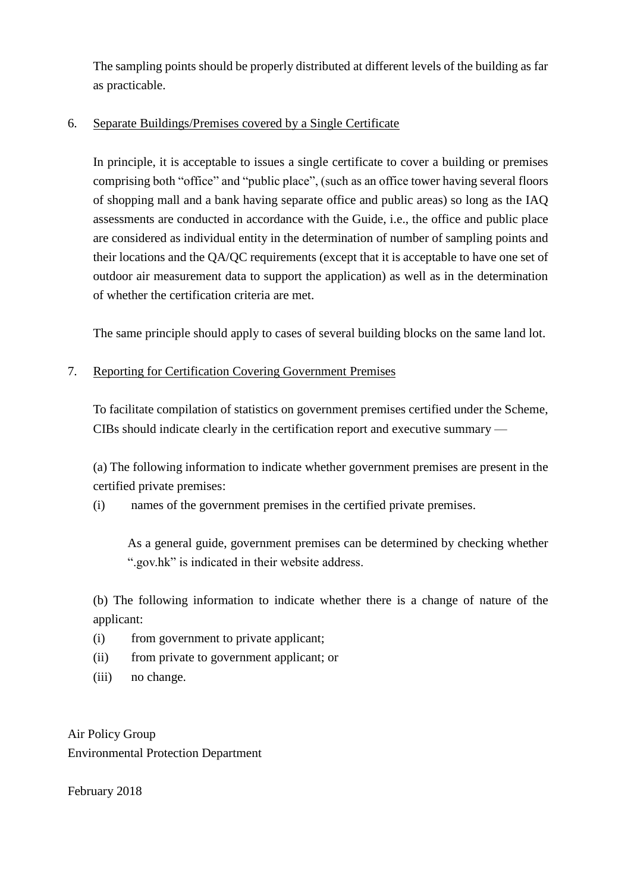The sampling points should be properly distributed at different levels of the building as far as practicable.

6. <u>Separate Buildings/Premises covered by a Single Certificate</u>

   In principle, it is acceptable to issues a single certificate to cover a building or premises comprising both "office" and "public place", (such as an office tower having several floors of shopping mall and a bank having separate office and public areas) so long as the IAQ assessments are conducted in accordance with the Guide, i.e., the office and public place are considered as individual entity in the determination of number of sampling points and their locations and the QA/QC requirements (except that it is acceptable to have one set of outdoor air measurement data to support the application) as well as in the determination of whether the certification criteria are met.

   The same principle should apply to cases of several building blocks on the same land lot.

7. <u>Reporting for Certification Covering Government Premises</u>

   To facilitate compilation of statistics on government premises certified under the Scheme, CIBs should indicate clearly in the certification report and executive summary —

   (a) The following information to indicate whether government premises are present in the certified private premises:

   (i) names of the government premises in the certified private premises.

   As a general guide, government premises can be determined by checking whether ".gov.hk" is indicated in their website address.

   (b) The following information to indicate whether there is a change of nature of the applicant:

   (i) from government to private applicant;
   (ii) from private to government applicant; or
   (iii) no change.

Air Policy Group
Environmental Protection Department

February 2018